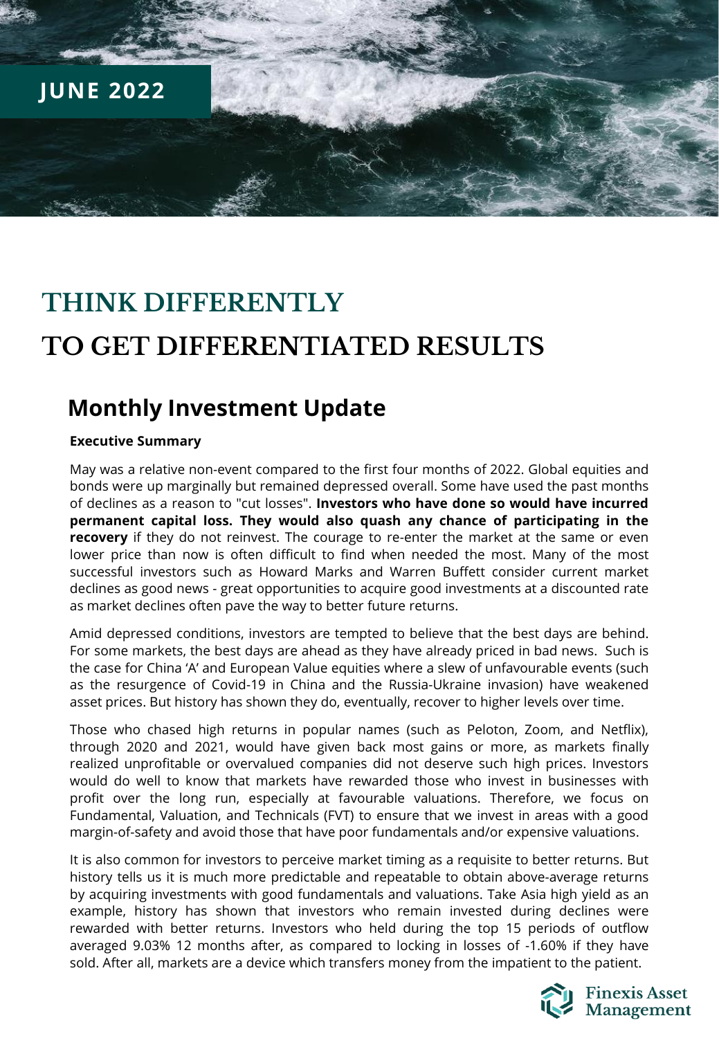JUNE 2022

# THINK DIFFERENTLY

# TO GET DIFFERENTIATED RESULTS

## Monthly Investment Update

**Executive Summary**

May was a relative non-event compared to the first four months of 2022. Global equities and bonds were up marginally but remained depressed overall. Some have used the past months of declines as a reason to "cut losses". **Investors who have done so would have incurred permanent capital loss. They would also quash any chance of participating in the recovery** if they do not reinvest. The courage to re-enter the market at the same or even lower price than now is often difficult to find when needed the most. Many of the most successful investors such as Howard Marks and Warren Buffett consider current market declines as good news - great opportunities to acquire good investments at a discounted rate as market declines often pave the way to better future returns.

Amid depressed conditions, investors are tempted to believe that the best days are behind. For some markets, the best days are ahead as they have already priced in bad news. Such is the case for China 'A' and European Value equities where a slew of unfavourable events (such as the resurgence of Covid-19 in China and the Russia-Ukraine invasion) have weakened asset prices. But history has shown they do, eventually, recover to higher levels over time.

Those who chased high returns in popular names (such as Peloton, Zoom, and Netflix), through 2020 and 2021, would have given back most gains or more, as markets finally realized unprofitable or overvalued companies did not deserve such high prices. Investors would do well to know that markets have rewarded those who invest in businesses with profit over the long run, especially at favourable valuations. Therefore, we focus on Fundamental, Valuation, and Technicals (FVT) to ensure that we invest in areas with a good margin-of-safety and avoid those that have poor fundamentals and/or expensive valuations.

It is also common for investors to perceive market timing as a requisite to better returns. But history tells us it is much more predictable and repeatable to obtain above-average returns by acquiring investments with good fundamentals and valuations. Take Asia high yield as an example, history has shown that investors who remain invested during declines were rewarded with better returns. Investors who held during the top 15 periods of outflow averaged 9.03% 12 months after, as compared to locking in losses of -1.60% if they have sold. After all, markets are a device which transfers money from the impatient to the patient.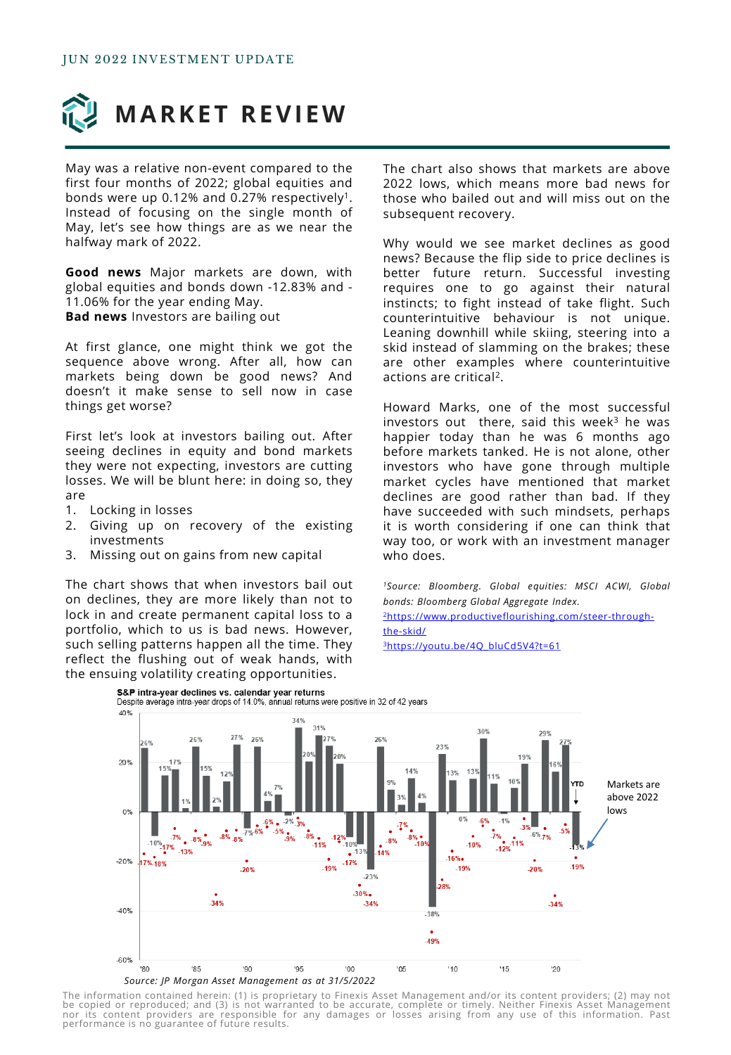JUN 2022 INVESTMENT UPDATE

# MARKET REVIEW

May was a relative non-event compared to the first four months of 2022; global equities and bonds were up 0.12% and 0.27% respectively[1]. Instead of focusing on the single month of May, let's see how things are as we near the halfway mark of 2022.

**Good news** Major markets are down, with global equities and bonds down -12.83% and -11.06% for the year ending May.
**Bad news** Investors are bailing out

At first glance, one might think we got the sequence above wrong. After all, how can markets being down be good news? And doesn't it make sense to sell now in case things get worse?

First let's look at investors bailing out. After seeing declines in equity and bond markets they were not expecting, investors are cutting losses. We will be blunt here: in doing so, they are

1. Locking in losses
2. Giving up on recovery of the existing investments
3. Missing out on gains from new capital

The chart shows that when investors bail out on declines, they are more likely than not to lock in and create permanent capital loss to a portfolio, which to us is bad news. However, such selling patterns happen all the time. They reflect the flushing out of weak hands, with the ensuing volatility creating opportunities.

The chart also shows that markets are above 2022 lows, which means more bad news for those who bailed out and will miss out on the subsequent recovery.

Why would we see market declines as good news? Because the flip side to price declines is better future return. Successful investing requires one to go against their natural instincts; to fight instead of take flight. Such counterintuitive behaviour is not unique. Leaning downhill while skiing, steering into a skid instead of slamming on the brakes; these are other examples where counterintuitive actions are critical[2].

Howard Marks, one of the most successful investors out there, said this week[3] he was happier today than he was 6 months ago before markets tanked. He is not alone, other investors who have gone through multiple market cycles have mentioned that market declines are good rather than bad. If they have succeeded with such mindsets, perhaps it is worth considering if one can think that way too, or work with an investment manager who does.

*[1]Source: Bloomberg. Global equities: MSCI ACWI, Global bonds: Bloomberg Global Aggregate Index.*
[2]https://www.productiveflourishing.com/steer-through-the-skid/
[3]https://youtu.be/4Q_bluCd5V4?t=61

**S&P intra-year declines vs. calendar year returns**
Despite average intra-year drops of 14.0%, annual returns were positive in 32 of 42 years

Markets are above 2022 lows

*Source: JP Morgan Asset Management as at 31/5/2022*

The information contained herein: (1) is proprietary to Finexis Asset Management and/or its content providers; (2) may not be copied or reproduced; and (3) is not warranted to be accurate, complete or timely. Neither Finexis Asset Management nor its content providers are responsible for any damages or losses arising from any use of this information. Past performance is no guarantee of future results.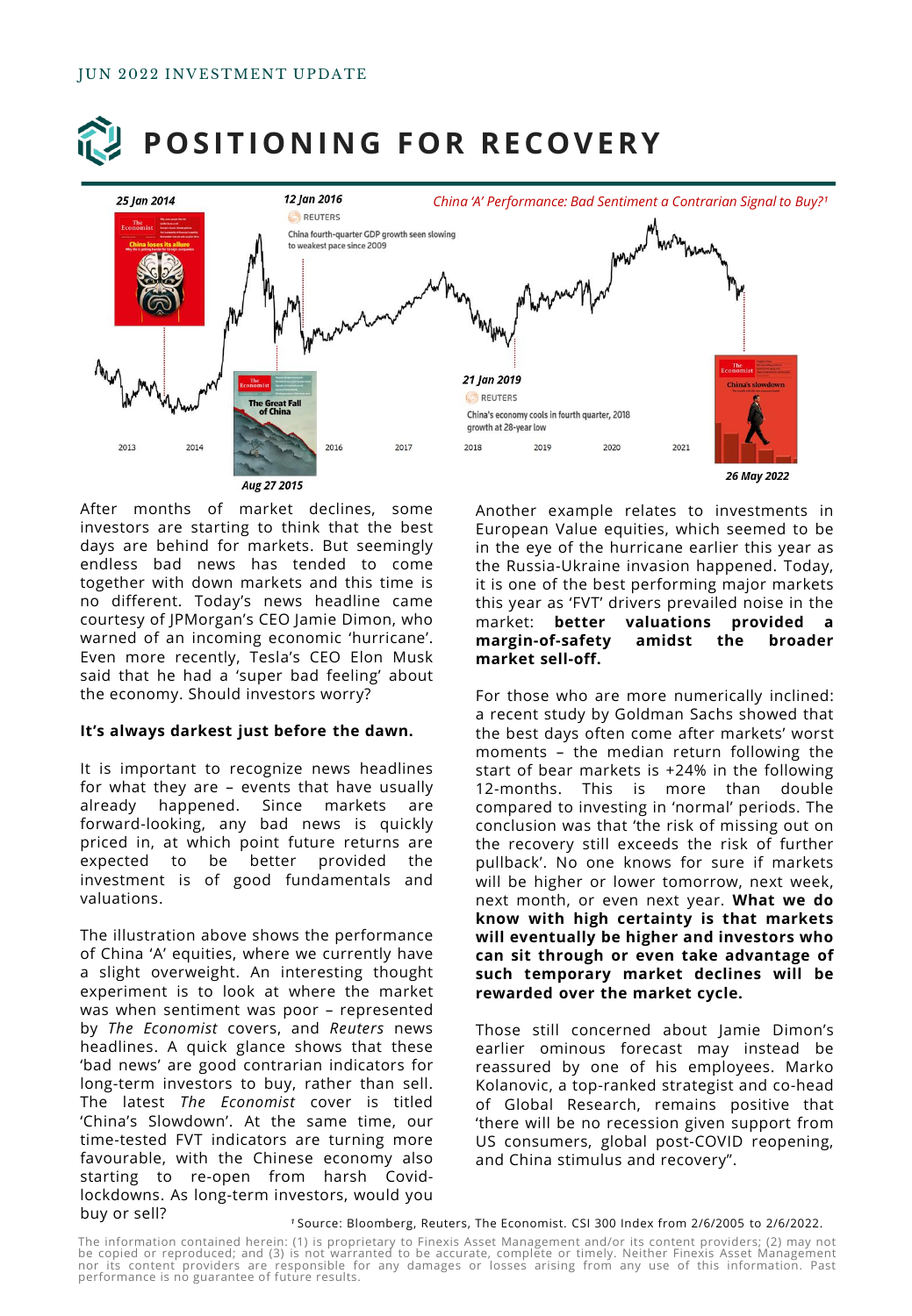JUN 2022 INVESTMENT UPDATE

# POSITIONING FOR RECOVERY

*China 'A' Performance: Bad Sentiment a Contrarian Signal to Buy?*[1]

25 Jan 2014 — The Economist: China loses its allure

12 Jan 2016 — Reuters: China fourth-quarter GDP growth seen slowing to weakest pace since 2009

Aug 27 2015 — The Economist: The Great Fall of China

21 Jan 2019 — Reuters: China's economy cools in fourth quarter, 2018 growth at 28-year low

26 May 2022 — The Economist: China's slowdown

After months of market declines, some investors are starting to think that the best days are behind for markets. But seemingly endless bad news has tended to come together with down markets and this time is no different. Today's news headline came courtesy of JPMorgan's CEO Jamie Dimon, who warned of an incoming economic 'hurricane'. Even more recently, Tesla's CEO Elon Musk said that he had a 'super bad feeling' about the economy. Should investors worry?

**It's always darkest just before the dawn.**

It is important to recognize news headlines for what they are – events that have usually already happened. Since markets are forward-looking, any bad news is quickly priced in, at which point future returns are expected to be better provided the investment is of good fundamentals and valuations.

The illustration above shows the performance of China 'A' equities, where we currently have a slight overweight. An interesting thought experiment is to look at where the market was when sentiment was poor – represented by *The Economist* covers, and *Reuters* news headlines. A quick glance shows that these 'bad news' are good contrarian indicators for long-term investors to buy, rather than sell. The latest *The Economist* cover is titled 'China's Slowdown'. At the same time, our time-tested FVT indicators are turning more favourable, with the Chinese economy also starting to re-open from harsh Covid-lockdowns. As long-term investors, would you buy or sell?

Another example relates to investments in European Value equities, which seemed to be in the eye of the hurricane earlier this year as the Russia-Ukraine invasion happened. Today, it is one of the best performing major markets this year as 'FVT' drivers prevailed noise in the market: **better valuations provided a margin-of-safety amidst the broader market sell-off.**

For those who are more numerically inclined: a recent study by Goldman Sachs showed that the best days often come after markets' worst moments – the median return following the start of bear markets is +24% in the following 12-months. This is more than double compared to investing in 'normal' periods. The conclusion was that 'the risk of missing out on the recovery still exceeds the risk of further pullback'. No one knows for sure if markets will be higher or lower tomorrow, next week, next month, or even next year. **What we do know with high certainty is that markets will eventually be higher and investors who can sit through or even take advantage of such temporary market declines will be rewarded over the market cycle.**

Those still concerned about Jamie Dimon's earlier ominous forecast may instead be reassured by one of his employees. Marko Kolanovic, a top-ranked strategist and co-head of Global Research, remains positive that 'there will be no recession given support from US consumers, global post-COVID reopening, and China stimulus and recovery".

[1] Source: Bloomberg, Reuters, The Economist. CSI 300 Index from 2/6/2005 to 2/6/2022.

The information contained herein: (1) is proprietary to Finexis Asset Management and/or its content providers; (2) may not be copied or reproduced; and (3) is not warranted to be accurate, complete or timely. Neither Finexis Asset Management nor its content providers are responsible for any damages or losses arising from any use of this information. Past performance is no guarantee of future results.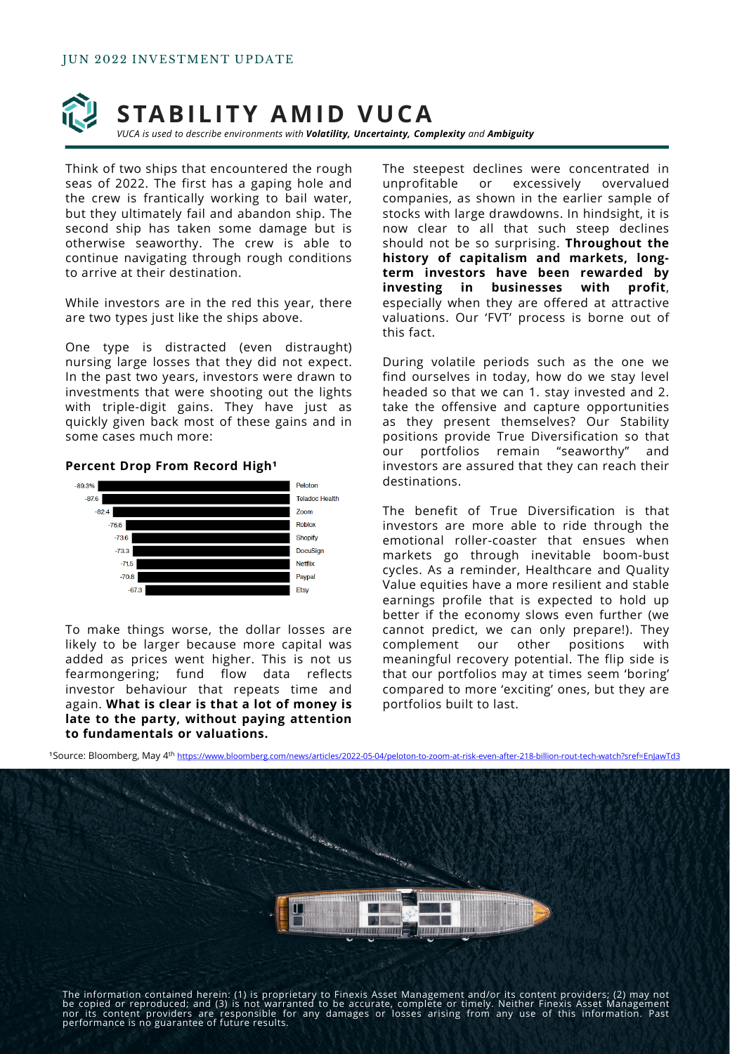JUN 2022 INVESTMENT UPDATE

# STABILITY AMID VUCA

*VUCA is used to describe environments with **Volatility, Uncertainty, Complexity** and **Ambiguity***

Think of two ships that encountered the rough seas of 2022. The first has a gaping hole and the crew is frantically working to bail water, but they ultimately fail and abandon ship. The second ship has taken some damage but is otherwise seaworthy. The crew is able to continue navigating through rough conditions to arrive at their destination.

While investors are in the red this year, there are two types just like the ships above.

One type is distracted (even distraught) nursing large losses that they did not expect. In the past two years, investors were drawn to investments that were shooting out the lights with triple-digit gains. They have just as quickly given back most of these gains and in some cases much more:

**Percent Drop From Record High[1]**

| Company | Percent Drop |
| --- | --- |
| Peloton | -89.3% |
| Teladoc Health | -87.6 |
| Zoom | -82.4 |
| Roblox | -76.6 |
| Shopify | -73.6 |
| DocuSign | -73.3 |
| Netflix | -71.5 |
| Paypal | -70.8 |
| Etsy | -67.3 |

To make things worse, the dollar losses are likely to be larger because more capital was added as prices went higher. This is not us fearmongering; fund flow data reflects investor behaviour that repeats time and again. **What is clear is that a lot of money is late to the party, without paying attention to fundamentals or valuations.**

The steepest declines were concentrated in unprofitable or excessively overvalued companies, as shown in the earlier sample of stocks with large drawdowns. In hindsight, it is now clear to all that such steep declines should not be so surprising. **Throughout the history of capitalism and markets, long-term investors have been rewarded by investing in businesses with profit**, especially when they are offered at attractive valuations. Our 'FVT' process is borne out of this fact.

During volatile periods such as the one we find ourselves in today, how do we stay level headed so that we can 1. stay invested and 2. take the offensive and capture opportunities as they present themselves? Our Stability positions provide True Diversification so that our portfolios remain "seaworthy" and investors are assured that they can reach their destinations.

The benefit of True Diversification is that investors are more able to ride through the emotional roller-coaster that ensues when markets go through inevitable boom-bust cycles. As a reminder, Healthcare and Quality Value equities have a more resilient and stable earnings profile that is expected to hold up better if the economy slows even further (we cannot predict, we can only prepare!). They complement our other positions with meaningful recovery potential. The flip side is that our portfolios may at times seem 'boring' compared to more 'exciting' ones, but they are portfolios built to last.

[1]Source: Bloomberg, May 4th https://www.bloomberg.com/news/articles/2022-05-04/peloton-to-zoom-at-risk-even-after-218-billion-rout-tech-watch?sref=EnJawTd3

The information contained herein: (1) is proprietary to Finexis Asset Management and/or its content providers; (2) may not be copied or reproduced; and (3) is not warranted to be accurate, complete or timely. Neither Finexis Asset Management nor its content providers are responsible for any damages or losses arising from any use of this information. Past performance is no guarantee of future results.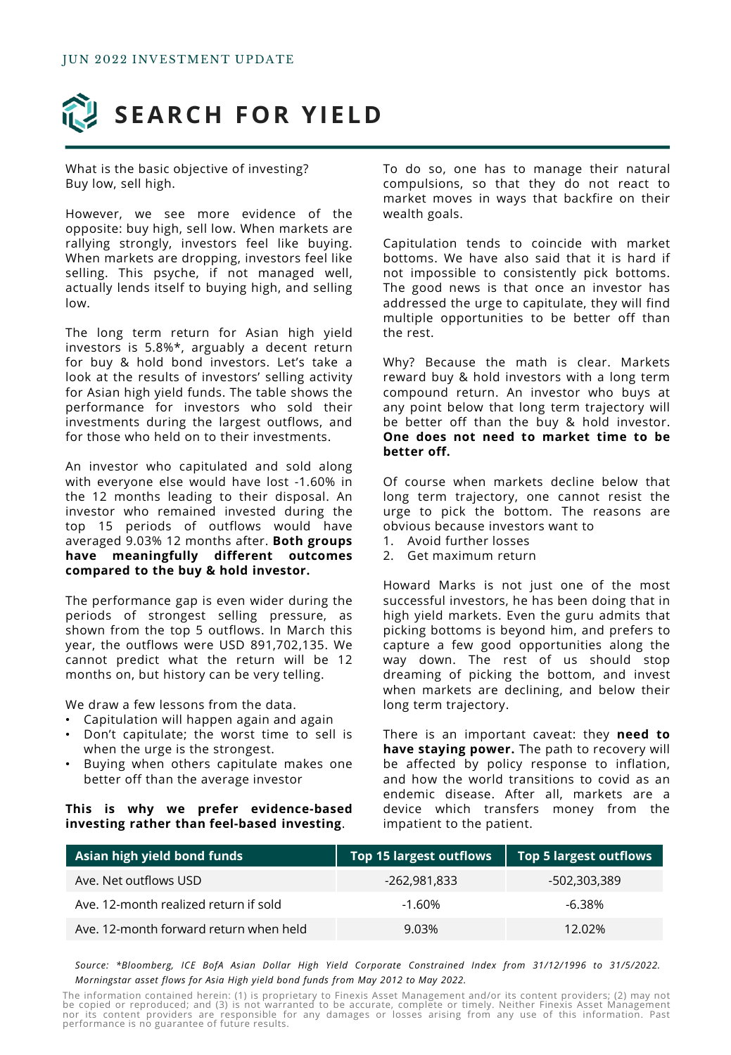JUN 2022 INVESTMENT UPDATE

# SEARCH FOR YIELD

What is the basic objective of investing? Buy low, sell high.

However, we see more evidence of the opposite: buy high, sell low. When markets are rallying strongly, investors feel like buying. When markets are dropping, investors feel like selling. This psyche, if not managed well, actually lends itself to buying high, and selling low.

The long term return for Asian high yield investors is 5.8%*, arguably a decent return for buy & hold bond investors. Let's take a look at the results of investors' selling activity for Asian high yield funds. The table shows the performance for investors who sold their investments during the largest outflows, and for those who held on to their investments.

An investor who capitulated and sold along with everyone else would have lost -1.60% in the 12 months leading to their disposal. An investor who remained invested during the top 15 periods of outflows would have averaged 9.03% 12 months after. **Both groups have meaningfully different outcomes compared to the buy & hold investor.**

The performance gap is even wider during the periods of strongest selling pressure, as shown from the top 5 outflows. In March this year, the outflows were USD 891,702,135. We cannot predict what the return will be 12 months on, but history can be very telling.

We draw a few lessons from the data.

- Capitulation will happen again and again
- Don't capitulate; the worst time to sell is when the urge is the strongest.
- Buying when others capitulate makes one better off than the average investor

**This is why we prefer evidence-based investing rather than feel-based investing**.

To do so, one has to manage their natural compulsions, so that they do not react to market moves in ways that backfire on their wealth goals.

Capitulation tends to coincide with market bottoms. We have also said that it is hard if not impossible to consistently pick bottoms. The good news is that once an investor has addressed the urge to capitulate, they will find multiple opportunities to be better off than the rest.

Why? Because the math is clear. Markets reward buy & hold investors with a long term compound return. An investor who buys at any point below that long term trajectory will be better off than the buy & hold investor. **One does not need to market time to be better off.**

Of course when markets decline below that long term trajectory, one cannot resist the urge to pick the bottom. The reasons are obvious because investors want to

1. Avoid further losses
2. Get maximum return

Howard Marks is not just one of the most successful investors, he has been doing that in high yield markets. Even the guru admits that picking bottoms is beyond him, and prefers to capture a few good opportunities along the way down. The rest of us should stop dreaming of picking the bottom, and invest when markets are declining, and below their long term trajectory.

There is an important caveat: they **need to have staying power.** The path to recovery will be affected by policy response to inflation, and how the world transitions to covid as an endemic disease. After all, markets are a device which transfers money from the impatient to the patient.

| Asian high yield bond funds | Top 15 largest outflows | Top 5 largest outflows |
|---|---|---|
| Ave. Net outflows USD | -262,981,833 | -502,303,389 |
| Ave. 12-month realized return if sold | -1.60% | -6.38% |
| Ave. 12-month forward return when held | 9.03% | 12.02% |

*Source: *Bloomberg, ICE BofA Asian Dollar High Yield Corporate Constrained Index from 31/12/1996 to 31/5/2022. Morningstar asset flows for Asia High yield bond funds from May 2012 to May 2022.*

The information contained herein: (1) is proprietary to Finexis Asset Management and/or its content providers; (2) may not be copied or reproduced; and (3) is not warranted to be accurate, complete or timely. Neither Finexis Asset Management nor its content providers are responsible for any damages or losses arising from any use of this information. Past performance is no guarantee of future results.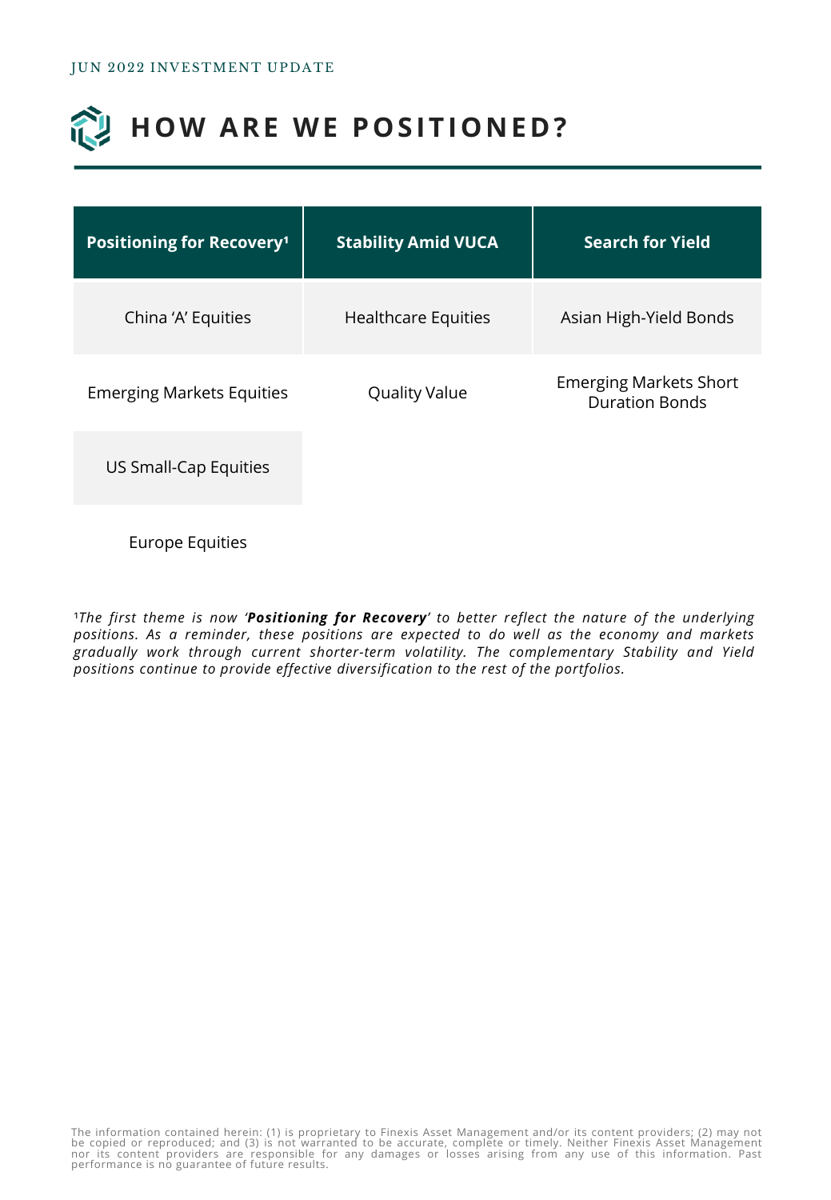JUN 2022 INVESTMENT UPDATE

# HOW ARE WE POSITIONED?

| Positioning for Recovery[1] | Stability Amid VUCA | Search for Yield |
|---|---|---|
| China 'A' Equities | Healthcare Equities | Asian High-Yield Bonds |
| Emerging Markets Equities | Quality Value | Emerging Markets Short Duration Bonds |
| US Small-Cap Equities | | |
| Europe Equities | | |

[1]*The first theme is now '**Positioning for Recovery**' to better reflect the nature of the underlying positions. As a reminder, these positions are expected to do well as the economy and markets gradually work through current shorter-term volatility. The complementary Stability and Yield positions continue to provide effective diversification to the rest of the portfolios.*

The information contained herein: (1) is proprietary to Finexis Asset Management and/or its content providers; (2) may not be copied or reproduced; and (3) is not warranted to be accurate, complete or timely. Neither Finexis Asset Management nor its content providers are responsible for any damages or losses arising from any use of this information. Past performance is no guarantee of future results.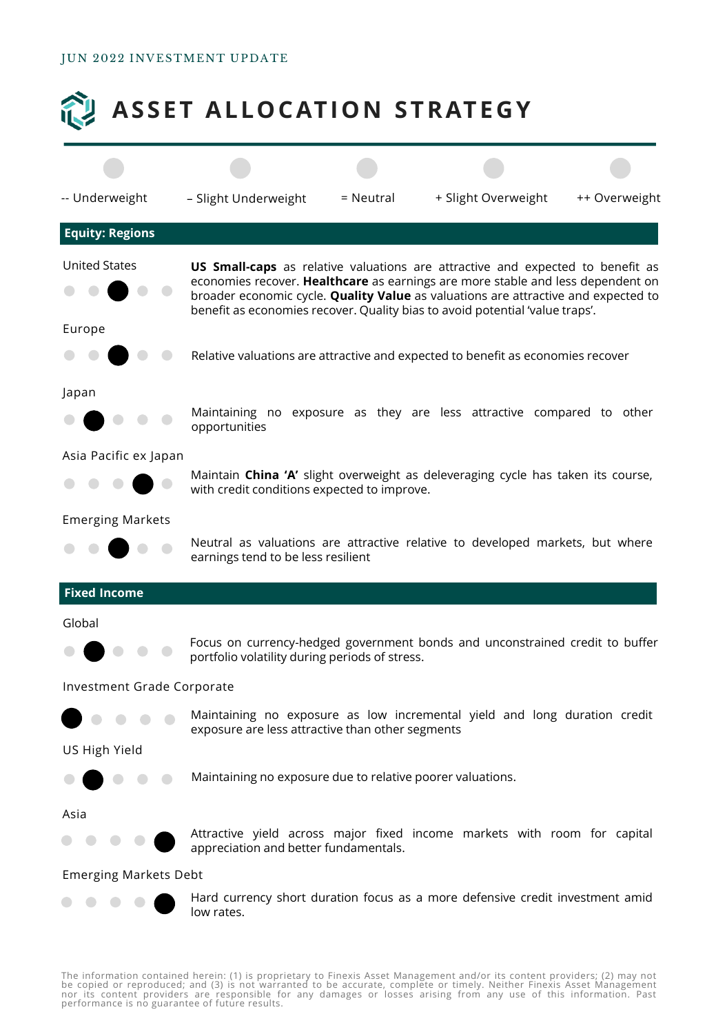# ASSET ALLOCATION STRATEGY

-- Underweight | – Slight Underweight | = Neutral | + Slight Overweight | ++ Overweight

## Equity: Regions

| Region | Position | Comment |
|---|---|---|
| United States | = Neutral | **US Small-caps** as relative valuations are attractive and expected to benefit as economies recover. **Healthcare** as earnings are more stable and less dependent on broader economic cycle. **Quality Value** as valuations are attractive and expected to benefit as economies recover. Quality bias to avoid potential 'value traps'. |
| Europe | = Neutral | Relative valuations are attractive and expected to benefit as economies recover |
| Japan | – Slight Underweight | Maintaining no exposure as they are less attractive compared to other opportunities |
| Asia Pacific ex Japan | + Slight Overweight | Maintain **China 'A'** slight overweight as deleveraging cycle has taken its course, with credit conditions expected to improve. |
| Emerging Markets | = Neutral | Neutral as valuations are attractive relative to developed markets, but where earnings tend to be less resilient |

## Fixed Income

| Segment | Position | Comment |
|---|---|---|
| Global | – Slight Underweight | Focus on currency-hedged government bonds and unconstrained credit to buffer portfolio volatility during periods of stress. |
| Investment Grade Corporate | -- Underweight | Maintaining no exposure as low incremental yield and long duration credit exposure are less attractive than other segments |
| US High Yield | – Slight Underweight | Maintaining no exposure due to relative poorer valuations. |
| Asia | ++ Overweight | Attractive yield across major fixed income markets with room for capital appreciation and better fundamentals. |
| Emerging Markets Debt | ++ Overweight | Hard currency short duration focus as a more defensive credit investment amid low rates. |

The information contained herein: (1) is proprietary to Finexis Asset Management and/or its content providers; (2) may not be copied or reproduced; and (3) is not warranted to be accurate, complete or timely. Neither Finexis Asset Management nor its content providers are responsible for any damages or losses arising from any use of this information. Past performance is no guarantee of future results.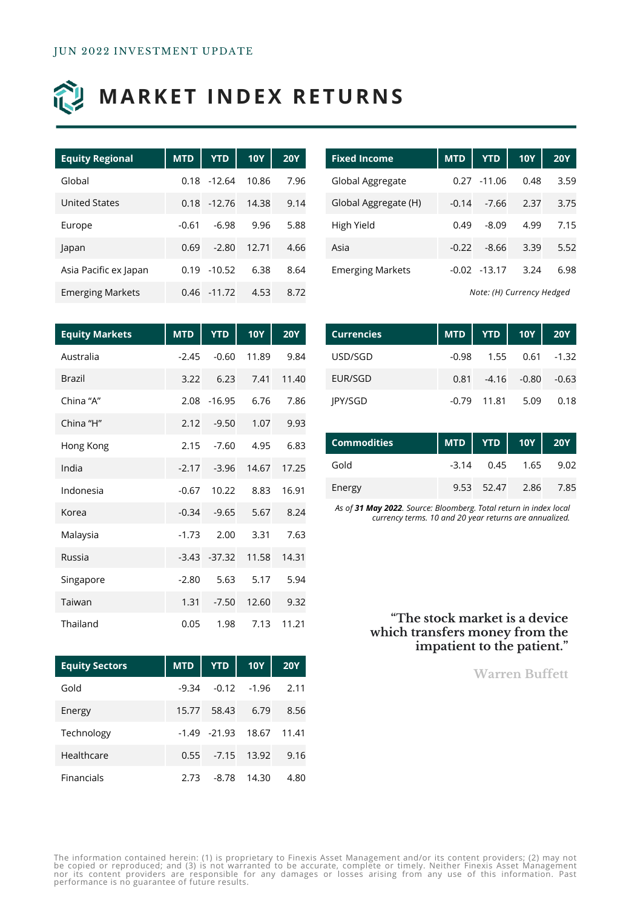JUN 2022 INVESTMENT UPDATE

# MARKET INDEX RETURNS

| Equity Regional | MTD | YTD | 10Y | 20Y |
|---|---|---|---|---|
| Global | 0.18 | -12.64 | 10.86 | 7.96 |
| United States | 0.18 | -12.76 | 14.38 | 9.14 |
| Europe | -0.61 | -6.98 | 9.96 | 5.88 |
| Japan | 0.69 | -2.80 | 12.71 | 4.66 |
| Asia Pacific ex Japan | 0.19 | -10.52 | 6.38 | 8.64 |
| Emerging Markets | 0.46 | -11.72 | 4.53 | 8.72 |

| Equity Markets | MTD | YTD | 10Y | 20Y |
|---|---|---|---|---|
| Australia | -2.45 | -0.60 | 11.89 | 9.84 |
| Brazil | 3.22 | 6.23 | 7.41 | 11.40 |
| China "A" | 2.08 | -16.95 | 6.76 | 7.86 |
| China "H" | 2.12 | -9.50 | 1.07 | 9.93 |
| Hong Kong | 2.15 | -7.60 | 4.95 | 6.83 |
| India | -2.17 | -3.96 | 14.67 | 17.25 |
| Indonesia | -0.67 | 10.22 | 8.83 | 16.91 |
| Korea | -0.34 | -9.65 | 5.67 | 8.24 |
| Malaysia | -1.73 | 2.00 | 3.31 | 7.63 |
| Russia | -3.43 | -37.32 | 11.58 | 14.31 |
| Singapore | -2.80 | 5.63 | 5.17 | 5.94 |
| Taiwan | 1.31 | -7.50 | 12.60 | 9.32 |
| Thailand | 0.05 | 1.98 | 7.13 | 11.21 |

| Equity Sectors | MTD | YTD | 10Y | 20Y |
|---|---|---|---|---|
| Gold | -9.34 | -0.12 | -1.96 | 2.11 |
| Energy | 15.77 | 58.43 | 6.79 | 8.56 |
| Technology | -1.49 | -21.93 | 18.67 | 11.41 |
| Healthcare | 0.55 | -7.15 | 13.92 | 9.16 |
| Financials | 2.73 | -8.78 | 14.30 | 4.80 |

| Fixed Income | MTD | YTD | 10Y | 20Y |
|---|---|---|---|---|
| Global Aggregate | 0.27 | -11.06 | 0.48 | 3.59 |
| Global Aggregate (H) | -0.14 | -7.66 | 2.37 | 3.75 |
| High Yield | 0.49 | -8.09 | 4.99 | 7.15 |
| Asia | -0.22 | -8.66 | 3.39 | 5.52 |
| Emerging Markets | -0.02 | -13.17 | 3.24 | 6.98 |

*Note: (H) Currency Hedged*

| Currencies | MTD | YTD | 10Y | 20Y |
|---|---|---|---|---|
| USD/SGD | -0.98 | 1.55 | 0.61 | -1.32 |
| EUR/SGD | 0.81 | -4.16 | -0.80 | -0.63 |
| JPY/SGD | -0.79 | 11.81 | 5.09 | 0.18 |

| Commodities | MTD | YTD | 10Y | 20Y |
|---|---|---|---|---|
| Gold | -3.14 | 0.45 | 1.65 | 9.02 |
| Energy | 9.53 | 52.47 | 2.86 | 7.85 |

*As of **31 May 2022**. Source: Bloomberg. Total return in index local currency terms. 10 and 20 year returns are annualized.*

**"The stock market is a device which transfers money from the impatient to the patient."**

Warren Buffett

The information contained herein: (1) is proprietary to Finexis Asset Management and/or its content providers; (2) may not be copied or reproduced; and (3) is not warranted to be accurate, complete or timely. Neither Finexis Asset Management nor its content providers are responsible for any damages or losses arising from any use of this information. Past performance is no guarantee of future results.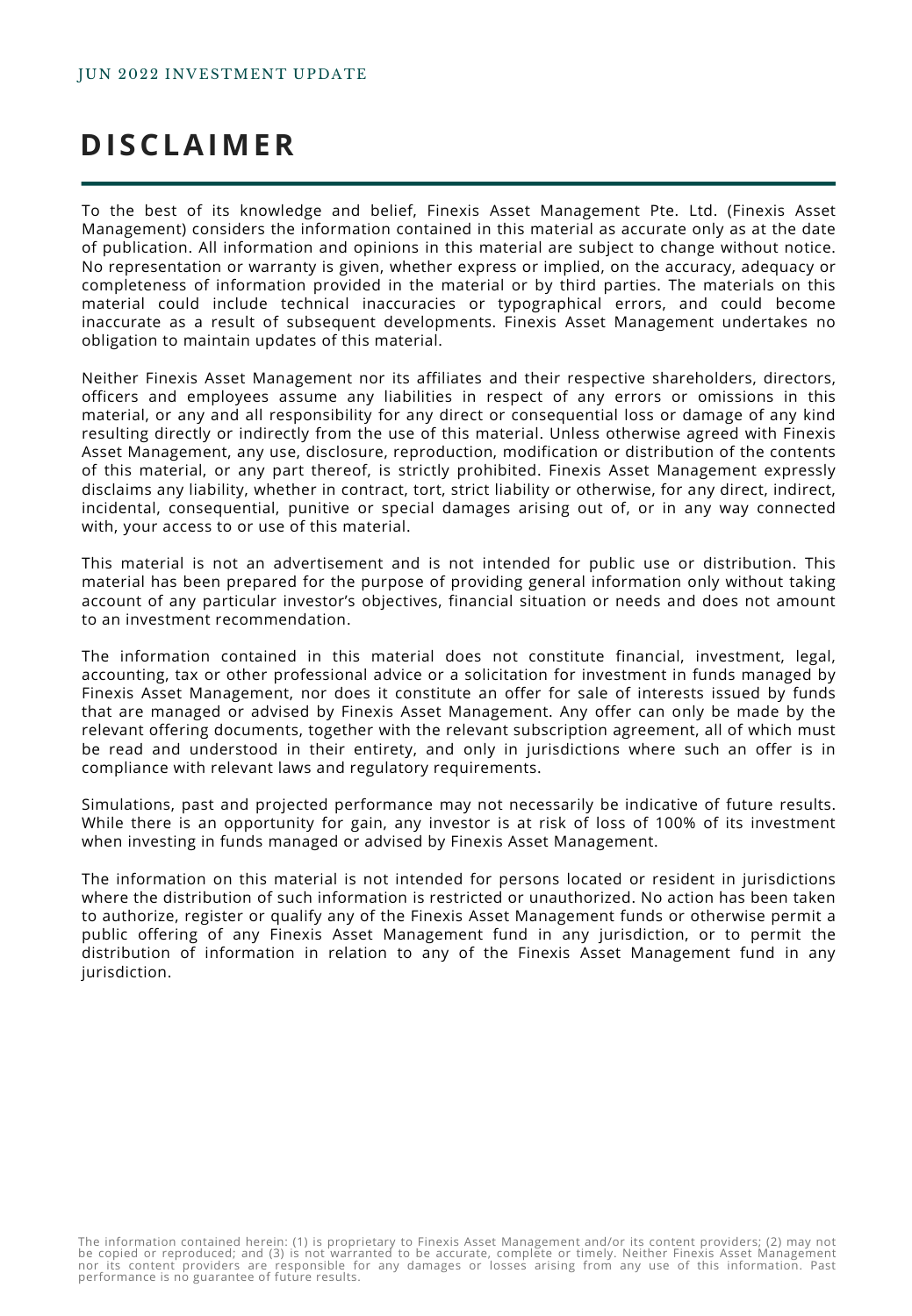# DISCLAIMER

To the best of its knowledge and belief, Finexis Asset Management Pte. Ltd. (Finexis Asset Management) considers the information contained in this material as accurate only as at the date of publication. All information and opinions in this material are subject to change without notice. No representation or warranty is given, whether express or implied, on the accuracy, adequacy or completeness of information provided in the material or by third parties. The materials on this material could include technical inaccuracies or typographical errors, and could become inaccurate as a result of subsequent developments. Finexis Asset Management undertakes no obligation to maintain updates of this material.

Neither Finexis Asset Management nor its affiliates and their respective shareholders, directors, officers and employees assume any liabilities in respect of any errors or omissions in this material, or any and all responsibility for any direct or consequential loss or damage of any kind resulting directly or indirectly from the use of this material. Unless otherwise agreed with Finexis Asset Management, any use, disclosure, reproduction, modification or distribution of the contents of this material, or any part thereof, is strictly prohibited. Finexis Asset Management expressly disclaims any liability, whether in contract, tort, strict liability or otherwise, for any direct, indirect, incidental, consequential, punitive or special damages arising out of, or in any way connected with, your access to or use of this material.

This material is not an advertisement and is not intended for public use or distribution. This material has been prepared for the purpose of providing general information only without taking account of any particular investor's objectives, financial situation or needs and does not amount to an investment recommendation.

The information contained in this material does not constitute financial, investment, legal, accounting, tax or other professional advice or a solicitation for investment in funds managed by Finexis Asset Management, nor does it constitute an offer for sale of interests issued by funds that are managed or advised by Finexis Asset Management. Any offer can only be made by the relevant offering documents, together with the relevant subscription agreement, all of which must be read and understood in their entirety, and only in jurisdictions where such an offer is in compliance with relevant laws and regulatory requirements.

Simulations, past and projected performance may not necessarily be indicative of future results. While there is an opportunity for gain, any investor is at risk of loss of 100% of its investment when investing in funds managed or advised by Finexis Asset Management.

The information on this material is not intended for persons located or resident in jurisdictions where the distribution of such information is restricted or unauthorized. No action has been taken to authorize, register or qualify any of the Finexis Asset Management funds or otherwise permit a public offering of any Finexis Asset Management fund in any jurisdiction, or to permit the distribution of information in relation to any of the Finexis Asset Management fund in any jurisdiction.